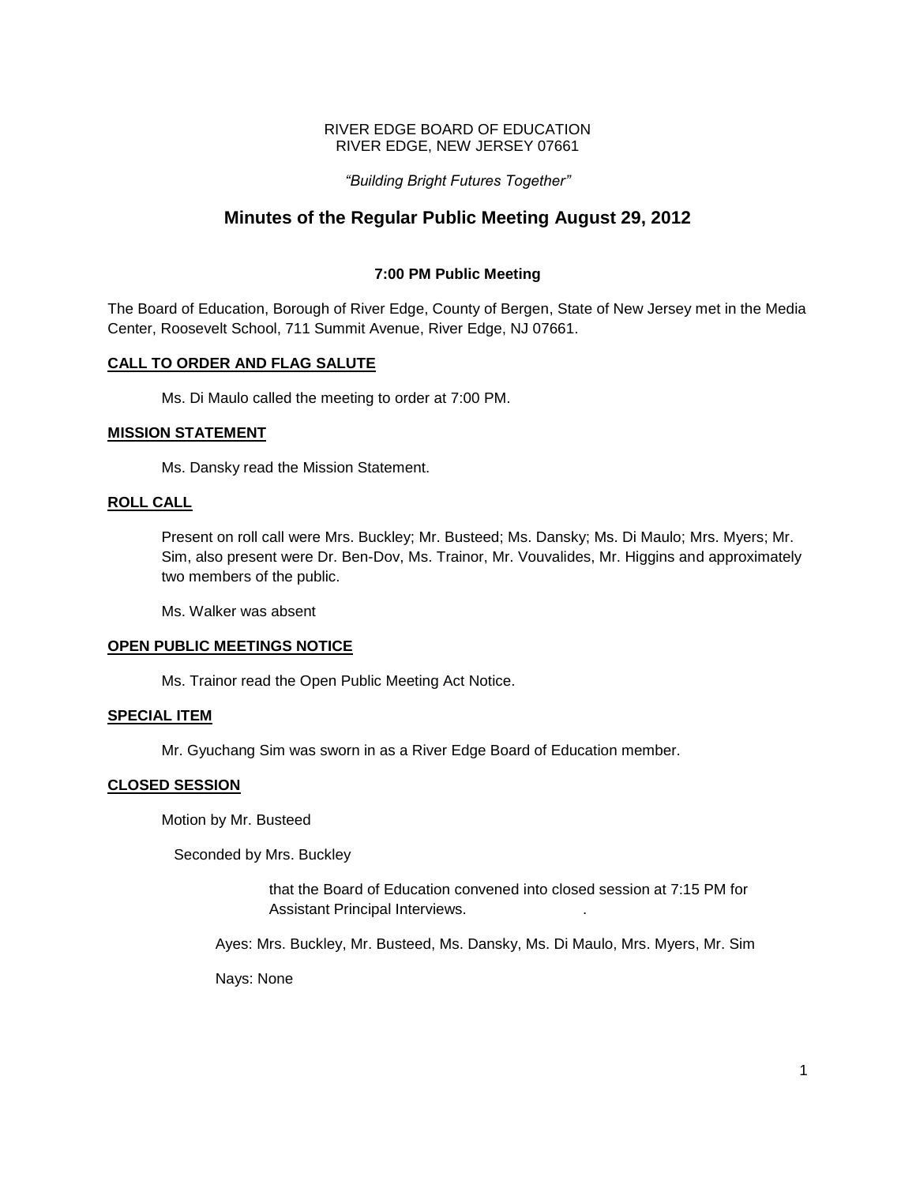RIVER EDGE BOARD OF EDUCATION
RIVER EDGE, NEW JERSEY 07661

*"Building Bright Futures Together"*

# Minutes of the Regular Public Meeting August 29, 2012

### 7:00 PM Public Meeting

The Board of Education, Borough of River Edge, County of Bergen, State of New Jersey met in the Media Center, Roosevelt School, 711 Summit Avenue, River Edge, NJ 07661.

**CALL TO ORDER AND FLAG SALUTE**

Ms. Di Maulo called the meeting to order at 7:00 PM.

**MISSION STATEMENT**

Ms. Dansky read the Mission Statement.

**ROLL CALL**

Present on roll call were Mrs. Buckley; Mr. Busteed; Ms. Dansky; Ms. Di Maulo; Mrs. Myers; Mr. Sim, also present were Dr. Ben-Dov, Ms. Trainor, Mr. Vouvalides, Mr. Higgins and approximately two members of the public.

Ms. Walker was absent

**OPEN PUBLIC MEETINGS NOTICE**

Ms. Trainor read the Open Public Meeting Act Notice.

**SPECIAL ITEM**

Mr. Gyuchang Sim was sworn in as a River Edge Board of Education member.

**CLOSED SESSION**

Motion by Mr. Busteed

Seconded by Mrs. Buckley

that the Board of Education convened into closed session at 7:15 PM for Assistant Principal Interviews.

Ayes: Mrs. Buckley, Mr. Busteed, Ms. Dansky, Ms. Di Maulo, Mrs. Myers, Mr. Sim

Nays: None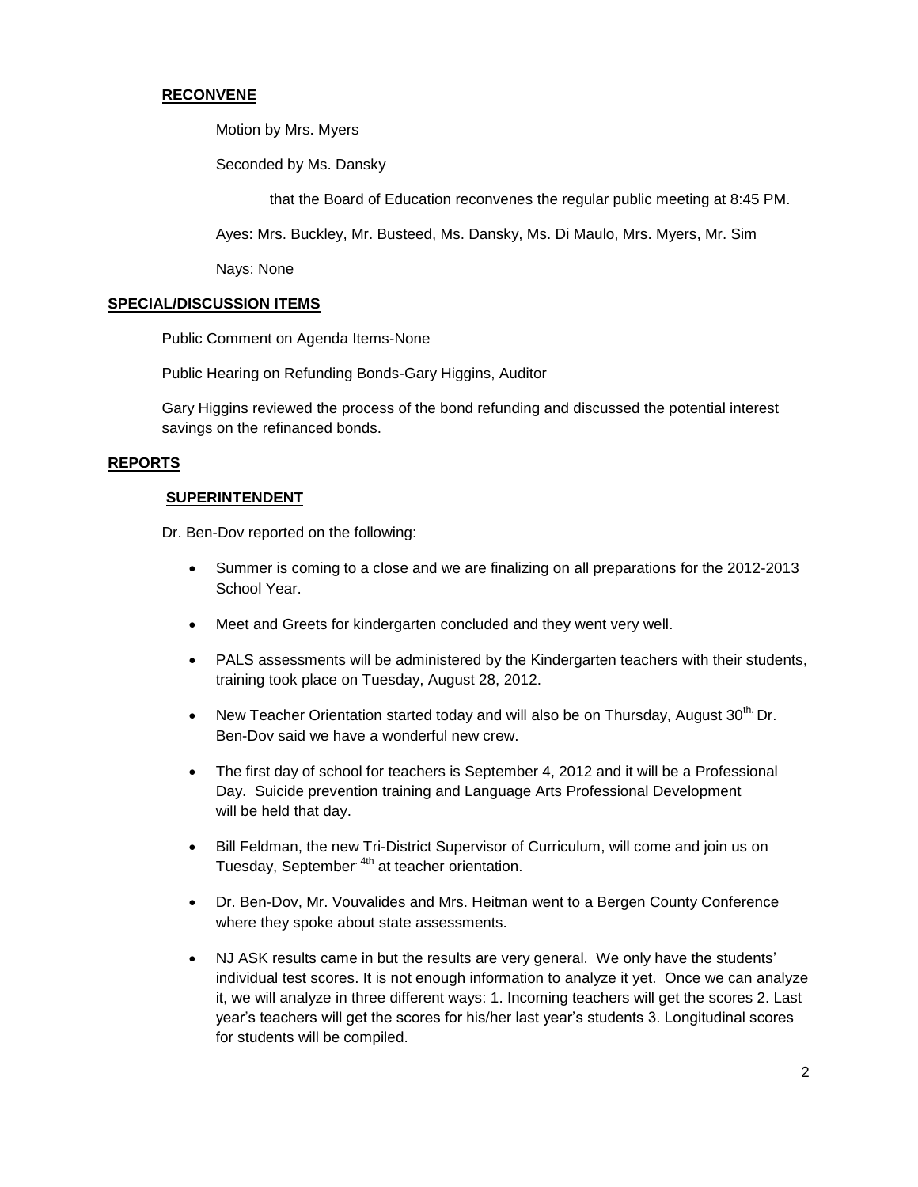**RECONVENE**

Motion by Mrs. Myers

Seconded by Ms. Dansky

that the Board of Education reconvenes the regular public meeting at 8:45 PM.

Ayes: Mrs. Buckley, Mr. Busteed, Ms. Dansky, Ms. Di Maulo, Mrs. Myers, Mr. Sim

Nays: None

**SPECIAL/DISCUSSION ITEMS**

Public Comment on Agenda Items-None

Public Hearing on Refunding Bonds-Gary Higgins, Auditor

Gary Higgins reviewed the process of the bond refunding and discussed the potential interest savings on the refinanced bonds.

**REPORTS**

**SUPERINTENDENT**

Dr. Ben-Dov reported on the following:

- Summer is coming to a close and we are finalizing on all preparations for the 2012-2013 School Year.
- Meet and Greets for kindergarten concluded and they went very well.
- PALS assessments will be administered by the Kindergarten teachers with their students, training took place on Tuesday, August 28, 2012.
- New Teacher Orientation started today and will also be on Thursday, August 30th. Dr. Ben-Dov said we have a wonderful new crew.
- The first day of school for teachers is September 4, 2012 and it will be a Professional Day. Suicide prevention training and Language Arts Professional Development will be held that day.
- Bill Feldman, the new Tri-District Supervisor of Curriculum, will come and join us on Tuesday, September 4th at teacher orientation.
- Dr. Ben-Dov, Mr. Vouvalides and Mrs. Heitman went to a Bergen County Conference where they spoke about state assessments.
- NJ ASK results came in but the results are very general. We only have the students' individual test scores. It is not enough information to analyze it yet. Once we can analyze it, we will analyze in three different ways: 1. Incoming teachers will get the scores 2. Last year's teachers will get the scores for his/her last year's students 3. Longitudinal scores for students will be compiled.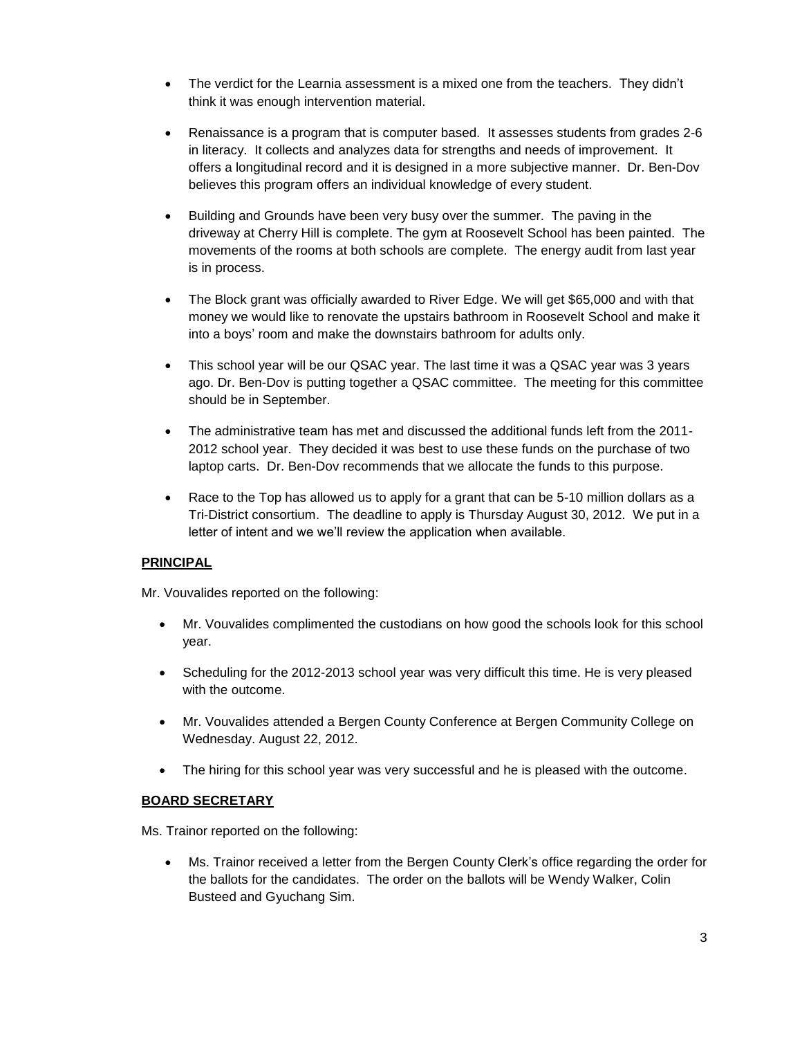- The verdict for the Learnia assessment is a mixed one from the teachers. They didn't think it was enough intervention material.

- Renaissance is a program that is computer based. It assesses students from grades 2-6 in literacy. It collects and analyzes data for strengths and needs of improvement. It offers a longitudinal record and it is designed in a more subjective manner. Dr. Ben-Dov believes this program offers an individual knowledge of every student.

- Building and Grounds have been very busy over the summer. The paving in the driveway at Cherry Hill is complete. The gym at Roosevelt School has been painted. The movements of the rooms at both schools are complete. The energy audit from last year is in process.

- The Block grant was officially awarded to River Edge. We will get $65,000 and with that money we would like to renovate the upstairs bathroom in Roosevelt School and make it into a boys' room and make the downstairs bathroom for adults only.

- This school year will be our QSAC year. The last time it was a QSAC year was 3 years ago. Dr. Ben-Dov is putting together a QSAC committee. The meeting for this committee should be in September.

- The administrative team has met and discussed the additional funds left from the 2011-2012 school year. They decided it was best to use these funds on the purchase of two laptop carts. Dr. Ben-Dov recommends that we allocate the funds to this purpose.

- Race to the Top has allowed us to apply for a grant that can be 5-10 million dollars as a Tri-District consortium. The deadline to apply is Thursday August 30, 2012. We put in a letter of intent and we we'll review the application when available.

**PRINCIPAL**

Mr. Vouvalides reported on the following:

- Mr. Vouvalides complimented the custodians on how good the schools look for this school year.

- Scheduling for the 2012-2013 school year was very difficult this time. He is very pleased with the outcome.

- Mr. Vouvalides attended a Bergen County Conference at Bergen Community College on Wednesday. August 22, 2012.

- The hiring for this school year was very successful and he is pleased with the outcome.

**BOARD SECRETARY**

Ms. Trainor reported on the following:

- Ms. Trainor received a letter from the Bergen County Clerk's office regarding the order for the ballots for the candidates. The order on the ballots will be Wendy Walker, Colin Busteed and Gyuchang Sim.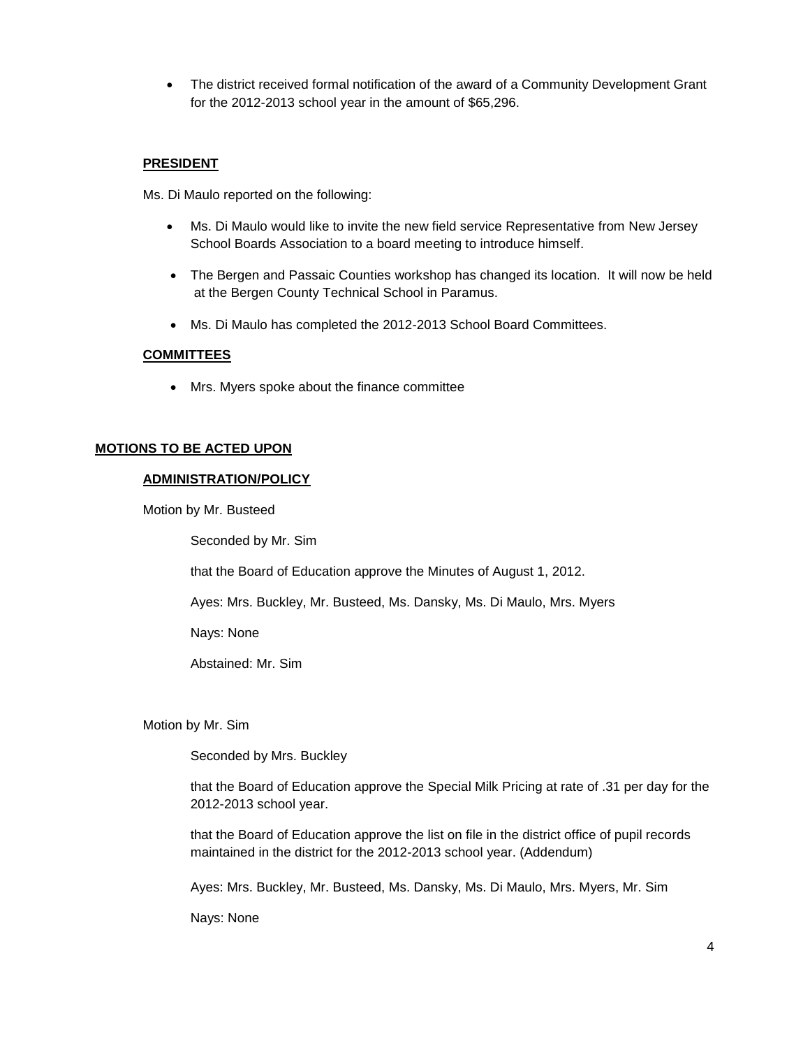- The district received formal notification of the award of a Community Development Grant for the 2012-2013 school year in the amount of $65,296.

**PRESIDENT**

Ms. Di Maulo reported on the following:

- Ms. Di Maulo would like to invite the new field service Representative from New Jersey School Boards Association to a board meeting to introduce himself.
- The Bergen and Passaic Counties workshop has changed its location. It will now be held at the Bergen County Technical School in Paramus.
- Ms. Di Maulo has completed the 2012-2013 School Board Committees.

**COMMITTEES**

- Mrs. Myers spoke about the finance committee

**MOTIONS TO BE ACTED UPON**

**ADMINISTRATION/POLICY**

Motion by Mr. Busteed

Seconded by Mr. Sim

that the Board of Education approve the Minutes of August 1, 2012.

Ayes: Mrs. Buckley, Mr. Busteed, Ms. Dansky, Ms. Di Maulo, Mrs. Myers

Nays: None

Abstained: Mr. Sim

Motion by Mr. Sim

Seconded by Mrs. Buckley

that the Board of Education approve the Special Milk Pricing at rate of .31 per day for the 2012-2013 school year.

that the Board of Education approve the list on file in the district office of pupil records maintained in the district for the 2012-2013 school year. (Addendum)

Ayes: Mrs. Buckley, Mr. Busteed, Ms. Dansky, Ms. Di Maulo, Mrs. Myers, Mr. Sim

Nays: None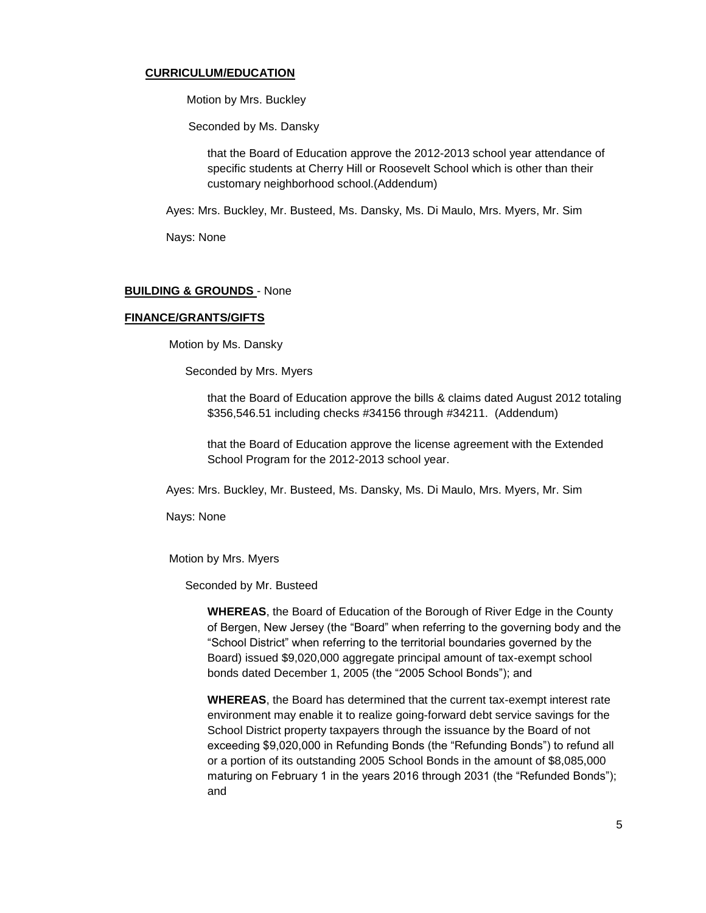**CURRICULUM/EDUCATION**

Motion by Mrs. Buckley

Seconded by Ms. Dansky

that the Board of Education approve the 2012-2013 school year attendance of specific students at Cherry Hill or Roosevelt School which is other than their customary neighborhood school.(Addendum)

Ayes: Mrs. Buckley, Mr. Busteed, Ms. Dansky, Ms. Di Maulo, Mrs. Myers, Mr. Sim

Nays: None

**BUILDING & GROUNDS** - None

**FINANCE/GRANTS/GIFTS**

Motion by Ms. Dansky

Seconded by Mrs. Myers

that the Board of Education approve the bills & claims dated August 2012 totaling $356,546.51 including checks #34156 through #34211. (Addendum)

that the Board of Education approve the license agreement with the Extended School Program for the 2012-2013 school year.

Ayes: Mrs. Buckley, Mr. Busteed, Ms. Dansky, Ms. Di Maulo, Mrs. Myers, Mr. Sim

Nays: None

Motion by Mrs. Myers

Seconded by Mr. Busteed

**WHEREAS**, the Board of Education of the Borough of River Edge in the County of Bergen, New Jersey (the "Board" when referring to the governing body and the "School District" when referring to the territorial boundaries governed by the Board) issued $9,020,000 aggregate principal amount of tax-exempt school bonds dated December 1, 2005 (the "2005 School Bonds"); and

**WHEREAS**, the Board has determined that the current tax-exempt interest rate environment may enable it to realize going-forward debt service savings for the School District property taxpayers through the issuance by the Board of not exceeding $9,020,000 in Refunding Bonds (the "Refunding Bonds") to refund all or a portion of its outstanding 2005 School Bonds in the amount of $8,085,000 maturing on February 1 in the years 2016 through 2031 (the "Refunded Bonds"); and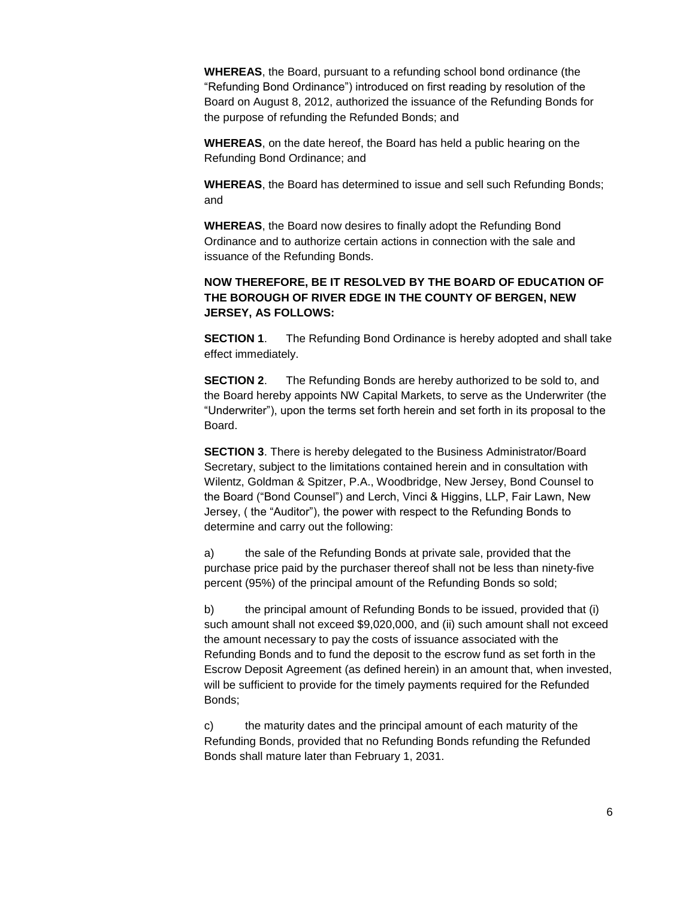**WHEREAS**, the Board, pursuant to a refunding school bond ordinance (the "Refunding Bond Ordinance") introduced on first reading by resolution of the Board on August 8, 2012, authorized the issuance of the Refunding Bonds for the purpose of refunding the Refunded Bonds; and

**WHEREAS**, on the date hereof, the Board has held a public hearing on the Refunding Bond Ordinance; and

**WHEREAS**, the Board has determined to issue and sell such Refunding Bonds; and

**WHEREAS**, the Board now desires to finally adopt the Refunding Bond Ordinance and to authorize certain actions in connection with the sale and issuance of the Refunding Bonds.

**NOW THEREFORE, BE IT RESOLVED BY THE BOARD OF EDUCATION OF THE BOROUGH OF RIVER EDGE IN THE COUNTY OF BERGEN, NEW JERSEY, AS FOLLOWS:**

**SECTION 1**. The Refunding Bond Ordinance is hereby adopted and shall take effect immediately.

**SECTION 2**. The Refunding Bonds are hereby authorized to be sold to, and the Board hereby appoints NW Capital Markets, to serve as the Underwriter (the "Underwriter"), upon the terms set forth herein and set forth in its proposal to the Board.

**SECTION 3**. There is hereby delegated to the Business Administrator/Board Secretary, subject to the limitations contained herein and in consultation with Wilentz, Goldman & Spitzer, P.A., Woodbridge, New Jersey, Bond Counsel to the Board ("Bond Counsel") and Lerch, Vinci & Higgins, LLP, Fair Lawn, New Jersey, ( the "Auditor"), the power with respect to the Refunding Bonds to determine and carry out the following:

a) the sale of the Refunding Bonds at private sale, provided that the purchase price paid by the purchaser thereof shall not be less than ninety-five percent (95%) of the principal amount of the Refunding Bonds so sold;

b) the principal amount of Refunding Bonds to be issued, provided that (i) such amount shall not exceed $9,020,000, and (ii) such amount shall not exceed the amount necessary to pay the costs of issuance associated with the Refunding Bonds and to fund the deposit to the escrow fund as set forth in the Escrow Deposit Agreement (as defined herein) in an amount that, when invested, will be sufficient to provide for the timely payments required for the Refunded Bonds;

c) the maturity dates and the principal amount of each maturity of the Refunding Bonds, provided that no Refunding Bonds refunding the Refunded Bonds shall mature later than February 1, 2031.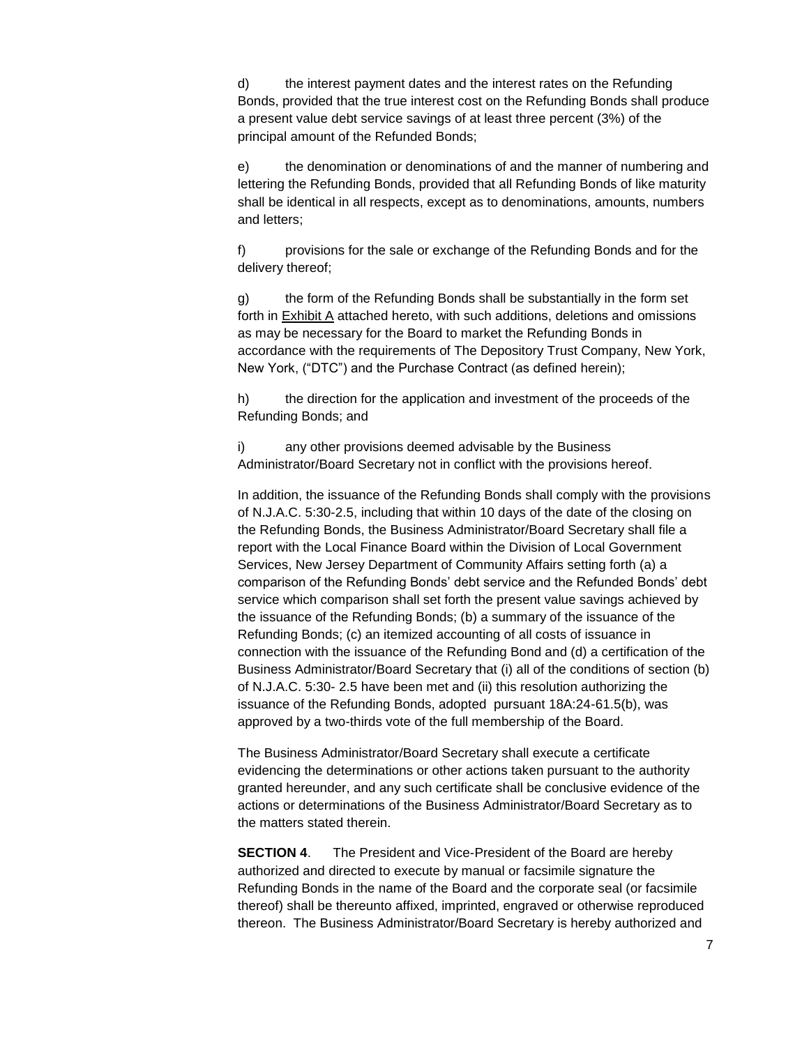d) the interest payment dates and the interest rates on the Refunding Bonds, provided that the true interest cost on the Refunding Bonds shall produce a present value debt service savings of at least three percent (3%) of the principal amount of the Refunded Bonds;

e) the denomination or denominations of and the manner of numbering and lettering the Refunding Bonds, provided that all Refunding Bonds of like maturity shall be identical in all respects, except as to denominations, amounts, numbers and letters;

f) provisions for the sale or exchange of the Refunding Bonds and for the delivery thereof;

g) the form of the Refunding Bonds shall be substantially in the form set forth in Exhibit A attached hereto, with such additions, deletions and omissions as may be necessary for the Board to market the Refunding Bonds in accordance with the requirements of The Depository Trust Company, New York, New York, ("DTC") and the Purchase Contract (as defined herein);

h) the direction for the application and investment of the proceeds of the Refunding Bonds; and

i) any other provisions deemed advisable by the Business Administrator/Board Secretary not in conflict with the provisions hereof.

In addition, the issuance of the Refunding Bonds shall comply with the provisions of N.J.A.C. 5:30-2.5, including that within 10 days of the date of the closing on the Refunding Bonds, the Business Administrator/Board Secretary shall file a report with the Local Finance Board within the Division of Local Government Services, New Jersey Department of Community Affairs setting forth (a) a comparison of the Refunding Bonds' debt service and the Refunded Bonds' debt service which comparison shall set forth the present value savings achieved by the issuance of the Refunding Bonds; (b) a summary of the issuance of the Refunding Bonds; (c) an itemized accounting of all costs of issuance in connection with the issuance of the Refunding Bond and (d) a certification of the Business Administrator/Board Secretary that (i) all of the conditions of section (b) of N.J.A.C. 5:30- 2.5 have been met and (ii) this resolution authorizing the issuance of the Refunding Bonds, adopted pursuant 18A:24-61.5(b), was approved by a two-thirds vote of the full membership of the Board.

The Business Administrator/Board Secretary shall execute a certificate evidencing the determinations or other actions taken pursuant to the authority granted hereunder, and any such certificate shall be conclusive evidence of the actions or determinations of the Business Administrator/Board Secretary as to the matters stated therein.

**SECTION 4**. The President and Vice-President of the Board are hereby authorized and directed to execute by manual or facsimile signature the Refunding Bonds in the name of the Board and the corporate seal (or facsimile thereof) shall be thereunto affixed, imprinted, engraved or otherwise reproduced thereon. The Business Administrator/Board Secretary is hereby authorized and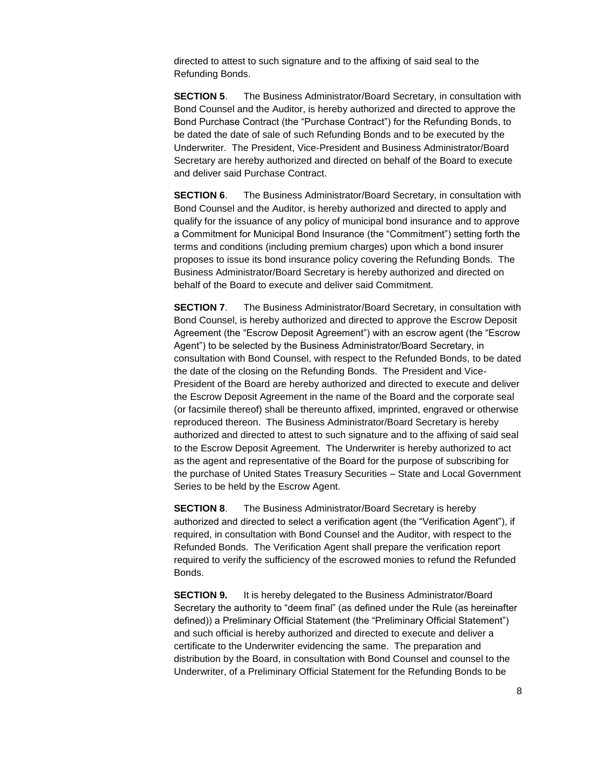directed to attest to such signature and to the affixing of said seal to the Refunding Bonds.

**SECTION 5**. The Business Administrator/Board Secretary, in consultation with Bond Counsel and the Auditor, is hereby authorized and directed to approve the Bond Purchase Contract (the "Purchase Contract") for the Refunding Bonds, to be dated the date of sale of such Refunding Bonds and to be executed by the Underwriter. The President, Vice-President and Business Administrator/Board Secretary are hereby authorized and directed on behalf of the Board to execute and deliver said Purchase Contract.

**SECTION 6**. The Business Administrator/Board Secretary, in consultation with Bond Counsel and the Auditor, is hereby authorized and directed to apply and qualify for the issuance of any policy of municipal bond insurance and to approve a Commitment for Municipal Bond Insurance (the "Commitment") setting forth the terms and conditions (including premium charges) upon which a bond insurer proposes to issue its bond insurance policy covering the Refunding Bonds. The Business Administrator/Board Secretary is hereby authorized and directed on behalf of the Board to execute and deliver said Commitment.

**SECTION 7**. The Business Administrator/Board Secretary, in consultation with Bond Counsel, is hereby authorized and directed to approve the Escrow Deposit Agreement (the "Escrow Deposit Agreement") with an escrow agent (the "Escrow Agent") to be selected by the Business Administrator/Board Secretary, in consultation with Bond Counsel, with respect to the Refunded Bonds, to be dated the date of the closing on the Refunding Bonds. The President and Vice-President of the Board are hereby authorized and directed to execute and deliver the Escrow Deposit Agreement in the name of the Board and the corporate seal (or facsimile thereof) shall be thereunto affixed, imprinted, engraved or otherwise reproduced thereon. The Business Administrator/Board Secretary is hereby authorized and directed to attest to such signature and to the affixing of said seal to the Escrow Deposit Agreement. The Underwriter is hereby authorized to act as the agent and representative of the Board for the purpose of subscribing for the purchase of United States Treasury Securities – State and Local Government Series to be held by the Escrow Agent.

**SECTION 8**. The Business Administrator/Board Secretary is hereby authorized and directed to select a verification agent (the "Verification Agent"), if required, in consultation with Bond Counsel and the Auditor, with respect to the Refunded Bonds. The Verification Agent shall prepare the verification report required to verify the sufficiency of the escrowed monies to refund the Refunded Bonds.

**SECTION 9.** It is hereby delegated to the Business Administrator/Board Secretary the authority to "deem final" (as defined under the Rule (as hereinafter defined)) a Preliminary Official Statement (the "Preliminary Official Statement") and such official is hereby authorized and directed to execute and deliver a certificate to the Underwriter evidencing the same. The preparation and distribution by the Board, in consultation with Bond Counsel and counsel to the Underwriter, of a Preliminary Official Statement for the Refunding Bonds to be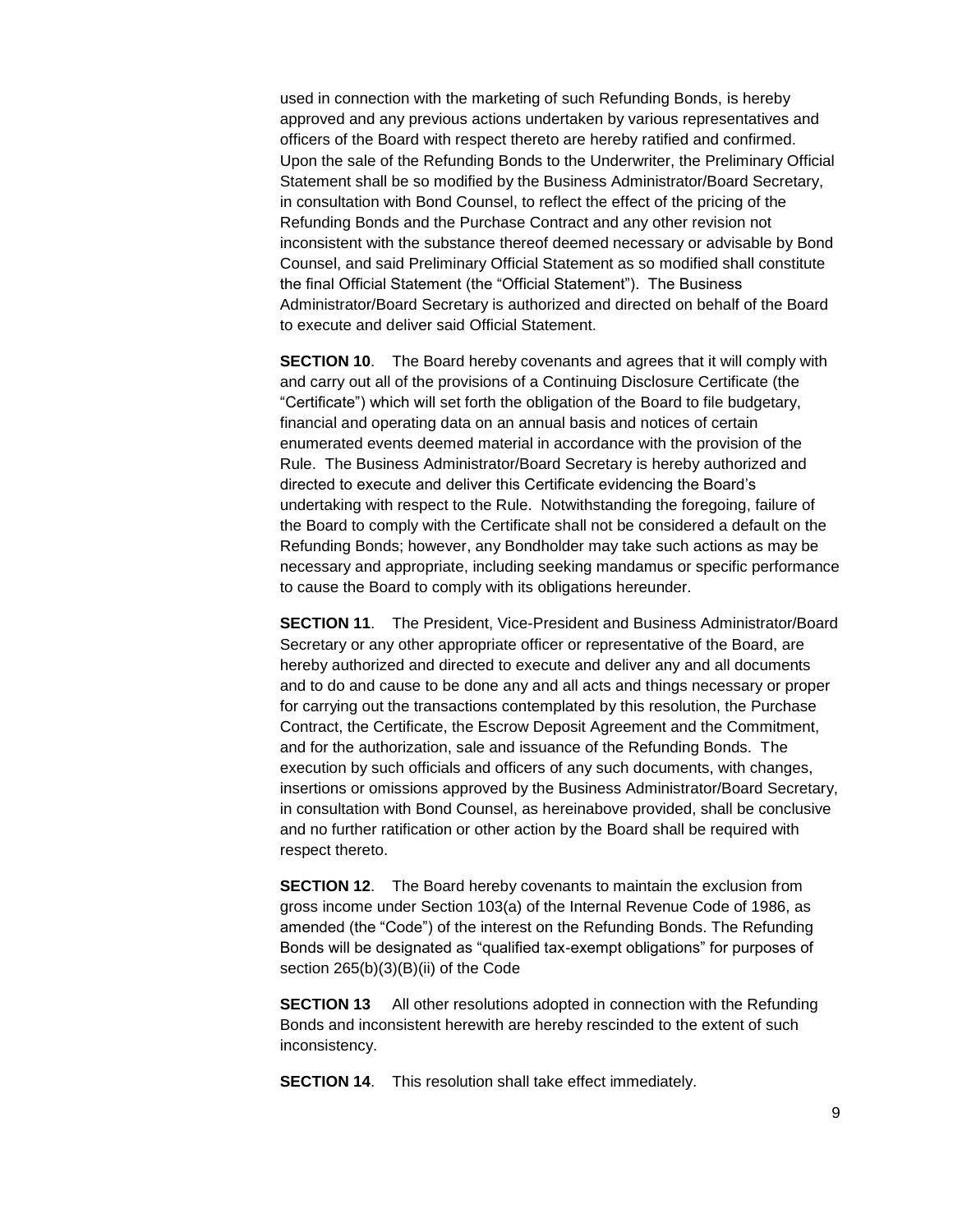used in connection with the marketing of such Refunding Bonds, is hereby approved and any previous actions undertaken by various representatives and officers of the Board with respect thereto are hereby ratified and confirmed. Upon the sale of the Refunding Bonds to the Underwriter, the Preliminary Official Statement shall be so modified by the Business Administrator/Board Secretary, in consultation with Bond Counsel, to reflect the effect of the pricing of the Refunding Bonds and the Purchase Contract and any other revision not inconsistent with the substance thereof deemed necessary or advisable by Bond Counsel, and said Preliminary Official Statement as so modified shall constitute the final Official Statement (the "Official Statement"). The Business Administrator/Board Secretary is authorized and directed on behalf of the Board to execute and deliver said Official Statement.

**SECTION 10**. The Board hereby covenants and agrees that it will comply with and carry out all of the provisions of a Continuing Disclosure Certificate (the "Certificate") which will set forth the obligation of the Board to file budgetary, financial and operating data on an annual basis and notices of certain enumerated events deemed material in accordance with the provision of the Rule. The Business Administrator/Board Secretary is hereby authorized and directed to execute and deliver this Certificate evidencing the Board's undertaking with respect to the Rule. Notwithstanding the foregoing, failure of the Board to comply with the Certificate shall not be considered a default on the Refunding Bonds; however, any Bondholder may take such actions as may be necessary and appropriate, including seeking mandamus or specific performance to cause the Board to comply with its obligations hereunder.

**SECTION 11**. The President, Vice-President and Business Administrator/Board Secretary or any other appropriate officer or representative of the Board, are hereby authorized and directed to execute and deliver any and all documents and to do and cause to be done any and all acts and things necessary or proper for carrying out the transactions contemplated by this resolution, the Purchase Contract, the Certificate, the Escrow Deposit Agreement and the Commitment, and for the authorization, sale and issuance of the Refunding Bonds. The execution by such officials and officers of any such documents, with changes, insertions or omissions approved by the Business Administrator/Board Secretary, in consultation with Bond Counsel, as hereinabove provided, shall be conclusive and no further ratification or other action by the Board shall be required with respect thereto.

**SECTION 12**. The Board hereby covenants to maintain the exclusion from gross income under Section 103(a) of the Internal Revenue Code of 1986, as amended (the "Code") of the interest on the Refunding Bonds. The Refunding Bonds will be designated as "qualified tax-exempt obligations" for purposes of section 265(b)(3)(B)(ii) of the Code

**SECTION 13** All other resolutions adopted in connection with the Refunding Bonds and inconsistent herewith are hereby rescinded to the extent of such inconsistency.

**SECTION 14**. This resolution shall take effect immediately.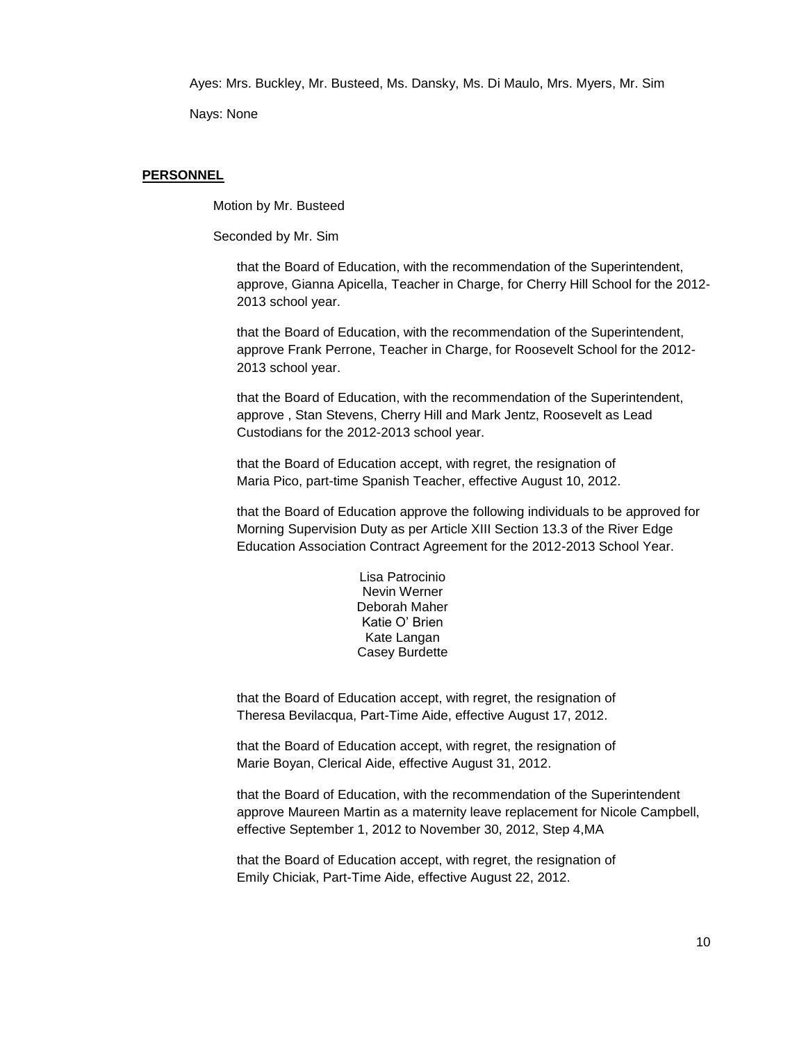Ayes: Mrs. Buckley, Mr. Busteed, Ms. Dansky, Ms. Di Maulo, Mrs. Myers, Mr. Sim

Nays: None

## PERSONNEL

Motion by Mr. Busteed

Seconded by Mr. Sim

that the Board of Education, with the recommendation of the Superintendent, approve, Gianna Apicella, Teacher in Charge, for Cherry Hill School for the 2012-2013 school year.

that the Board of Education, with the recommendation of the Superintendent, approve Frank Perrone, Teacher in Charge, for Roosevelt School for the 2012-2013 school year.

that the Board of Education, with the recommendation of the Superintendent, approve , Stan Stevens, Cherry Hill and Mark Jentz, Roosevelt as Lead Custodians for the 2012-2013 school year.

that the Board of Education accept, with regret, the resignation of Maria Pico, part-time Spanish Teacher, effective August 10, 2012.

that the Board of Education approve the following individuals to be approved for Morning Supervision Duty as per Article XIII Section 13.3 of the River Edge Education Association Contract Agreement for the 2012-2013 School Year.

Lisa Patrocinio
Nevin Werner
Deborah Maher
Katie O' Brien
Kate Langan
Casey Burdette

that the Board of Education accept, with regret, the resignation of Theresa Bevilacqua, Part-Time Aide, effective August 17, 2012.

that the Board of Education accept, with regret, the resignation of Marie Boyan, Clerical Aide, effective August 31, 2012.

that the Board of Education, with the recommendation of the Superintendent approve Maureen Martin as a maternity leave replacement for Nicole Campbell, effective September 1, 2012 to November 30, 2012, Step 4,MA

that the Board of Education accept, with regret, the resignation of Emily Chiciak, Part-Time Aide, effective August 22, 2012.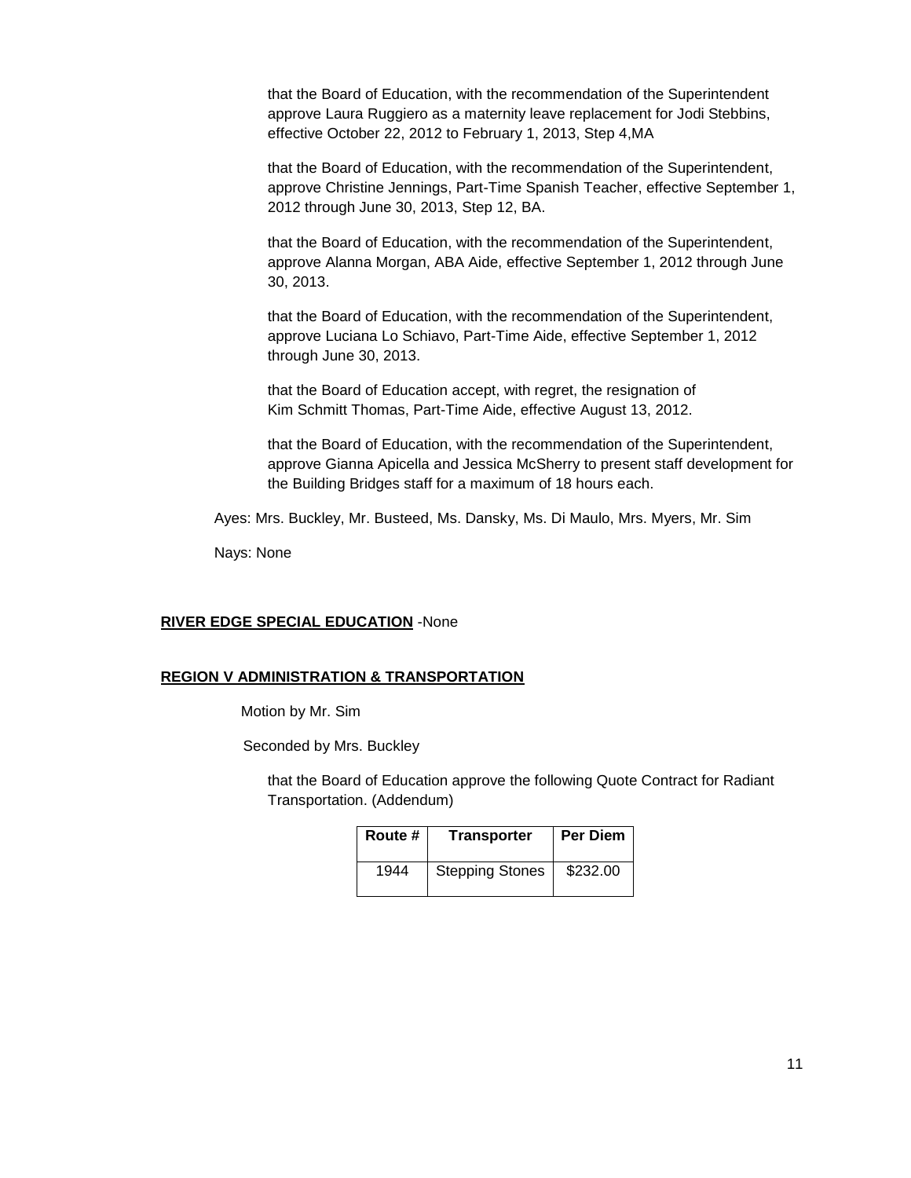that the Board of Education, with the recommendation of the Superintendent approve Laura Ruggiero as a maternity leave replacement for Jodi Stebbins, effective October 22, 2012 to February 1, 2013, Step 4,MA

that the Board of Education, with the recommendation of the Superintendent, approve Christine Jennings, Part-Time Spanish Teacher, effective September 1, 2012 through June 30, 2013, Step 12, BA.

that the Board of Education, with the recommendation of the Superintendent, approve Alanna Morgan, ABA Aide, effective September 1, 2012 through June 30, 2013.

that the Board of Education, with the recommendation of the Superintendent, approve Luciana Lo Schiavo, Part-Time Aide, effective September 1, 2012 through June 30, 2013.

that the Board of Education accept, with regret, the resignation of Kim Schmitt Thomas, Part-Time Aide, effective August 13, 2012.

that the Board of Education, with the recommendation of the Superintendent, approve Gianna Apicella and Jessica McSherry to present staff development for the Building Bridges staff for a maximum of 18 hours each.

Ayes: Mrs. Buckley, Mr. Busteed, Ms. Dansky, Ms. Di Maulo, Mrs. Myers, Mr. Sim

Nays: None

**RIVER EDGE SPECIAL EDUCATION** -None

**REGION V ADMINISTRATION & TRANSPORTATION**

Motion by Mr. Sim

Seconded by Mrs. Buckley

that the Board of Education approve the following Quote Contract for Radiant Transportation. (Addendum)

| Route # | Transporter | Per Diem |
|---|---|---|
| 1944 | Stepping Stones | $232.00 |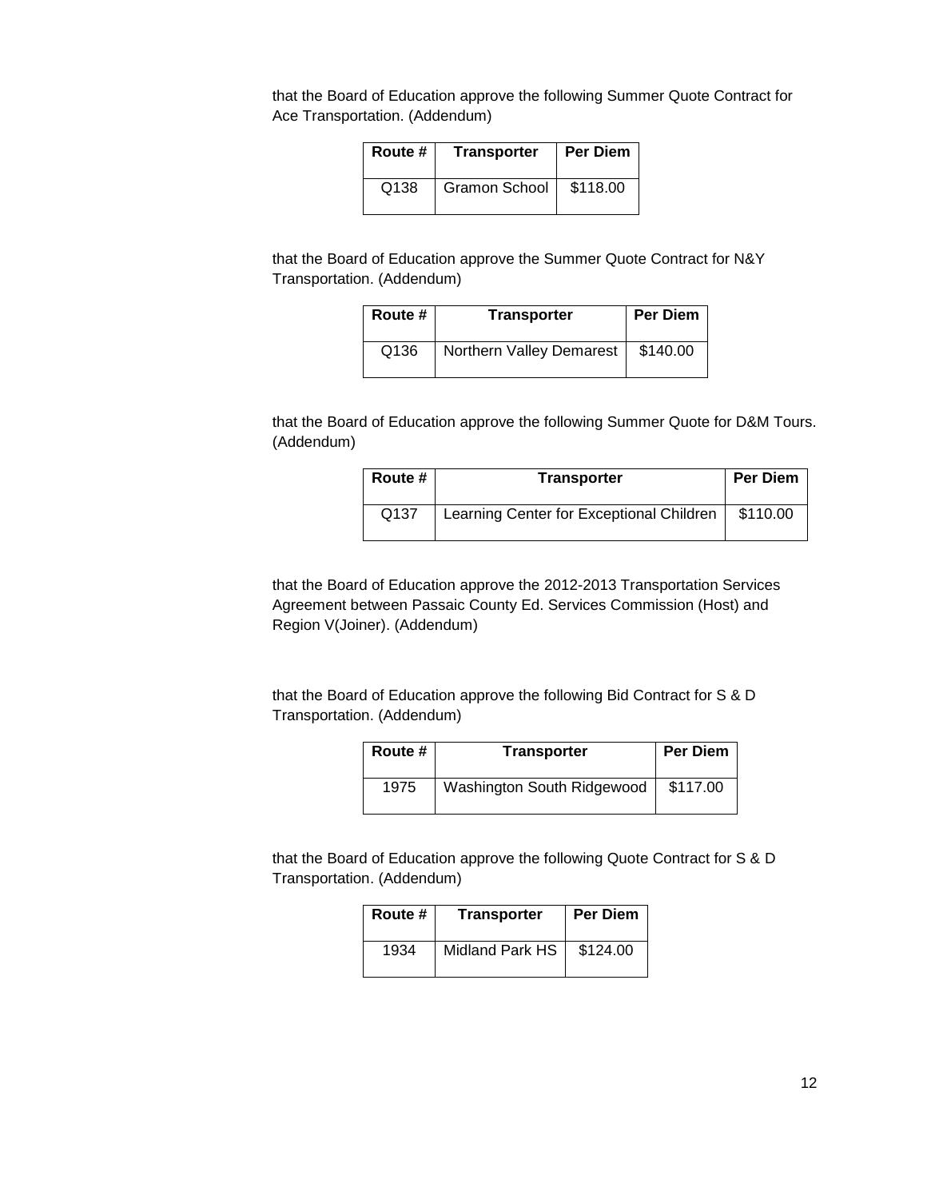that the Board of Education approve the following Summer Quote Contract for Ace Transportation. (Addendum)

| Route # | Transporter | Per Diem |
| --- | --- | --- |
| Q138 | Gramon School | $118.00 |

that the Board of Education approve the Summer Quote Contract for N&Y Transportation. (Addendum)

| Route # | Transporter | Per Diem |
| --- | --- | --- |
| Q136 | Northern Valley Demarest | $140.00 |

that the Board of Education approve the following Summer Quote for D&M Tours. (Addendum)

| Route # | Transporter | Per Diem |
| --- | --- | --- |
| Q137 | Learning Center for Exceptional Children | $110.00 |

that the Board of Education approve the 2012-2013 Transportation Services Agreement between Passaic County Ed. Services Commission (Host) and Region V(Joiner). (Addendum)

that the Board of Education approve the following Bid Contract for S & D Transportation. (Addendum)

| Route # | Transporter | Per Diem |
| --- | --- | --- |
| 1975 | Washington South Ridgewood | $117.00 |

that the Board of Education approve the following Quote Contract for S & D Transportation. (Addendum)

| Route # | Transporter | Per Diem |
| --- | --- | --- |
| 1934 | Midland Park HS | $124.00 |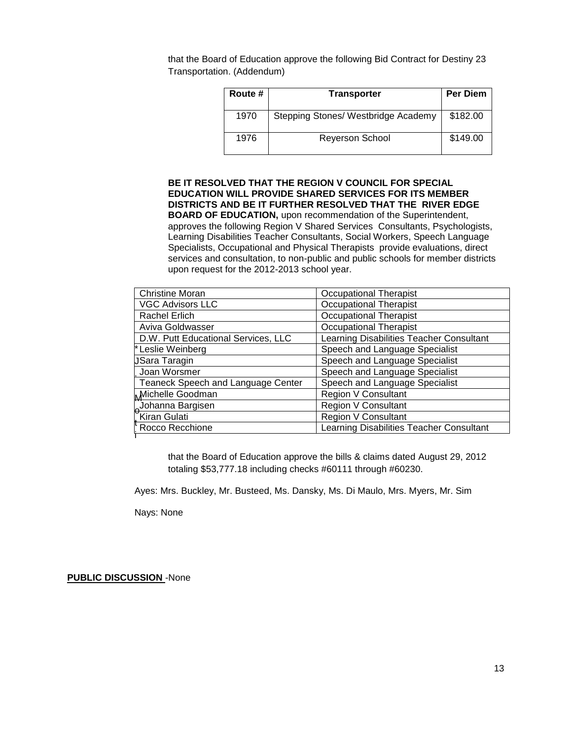that the Board of Education approve the following Bid Contract for Destiny 23 Transportation. (Addendum)

| Route # | Transporter | Per Diem |
|---|---|---|
| 1970 | Stepping Stones/ Westbridge Academy | $182.00 |
| 1976 | Reyerson School | $149.00 |

**BE IT RESOLVED THAT THE REGION V COUNCIL FOR SPECIAL EDUCATION WILL PROVIDE SHARED SERVICES FOR ITS MEMBER DISTRICTS AND BE IT FURTHER RESOLVED THAT THE RIVER EDGE BOARD OF EDUCATION,** upon recommendation of the Superintendent, approves the following Region V Shared Services Consultants, Psychologists, Learning Disabilities Teacher Consultants, Social Workers, Speech Language Specialists, Occupational and Physical Therapists provide evaluations, direct services and consultation, to non-public and public schools for member districts upon request for the 2012-2013 school year.

| | |
|---|---|
| Christine Moran | Occupational Therapist |
| VGC Advisors LLC | Occupational Therapist |
| Rachel Erlich | Occupational Therapist |
| Aviva Goldwasser | Occupational Therapist |
| D.W. Putt Educational Services, LLC | Learning Disabilities Teacher Consultant |
| Leslie Weinberg | Speech and Language Specialist |
| Sara Taragin | Speech and Language Specialist |
| Joan Worsmer | Speech and Language Specialist |
| Teaneck Speech and Language Center | Speech and Language Specialist |
| Michelle Goodman | Region V Consultant |
| Johanna Bargisen | Region V Consultant |
| Kiran Gulati | Region V Consultant |
| Rocco Recchione | Learning Disabilities Teacher Consultant |

that the Board of Education approve the bills & claims dated August 29, 2012 totaling $53,777.18 including checks #60111 through #60230.

Ayes: Mrs. Buckley, Mr. Busteed, Ms. Dansky, Ms. Di Maulo, Mrs. Myers, Mr. Sim

Nays: None

**PUBLIC DISCUSSION** -None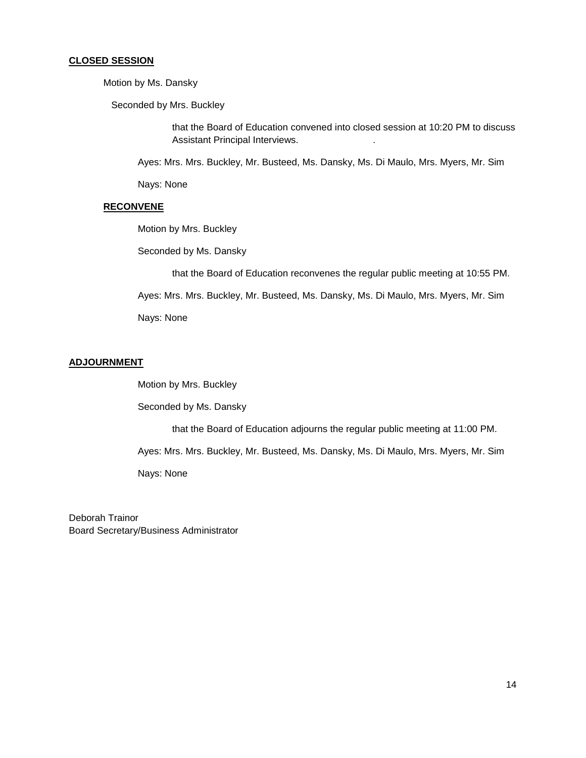**CLOSED SESSION**

Motion by Ms. Dansky

Seconded by Mrs. Buckley

that the Board of Education convened into closed session at 10:20 PM to discuss Assistant Principal Interviews. .

Ayes: Mrs. Mrs. Buckley, Mr. Busteed, Ms. Dansky, Ms. Di Maulo, Mrs. Myers, Mr. Sim

Nays: None

**RECONVENE**

Motion by Mrs. Buckley

Seconded by Ms. Dansky

that the Board of Education reconvenes the regular public meeting at 10:55 PM.

Ayes: Mrs. Mrs. Buckley, Mr. Busteed, Ms. Dansky, Ms. Di Maulo, Mrs. Myers, Mr. Sim

Nays: None

**ADJOURNMENT**

Motion by Mrs. Buckley

Seconded by Ms. Dansky

that the Board of Education adjourns the regular public meeting at 11:00 PM.

Ayes: Mrs. Mrs. Buckley, Mr. Busteed, Ms. Dansky, Ms. Di Maulo, Mrs. Myers, Mr. Sim

Nays: None

Deborah Trainor
Board Secretary/Business Administrator